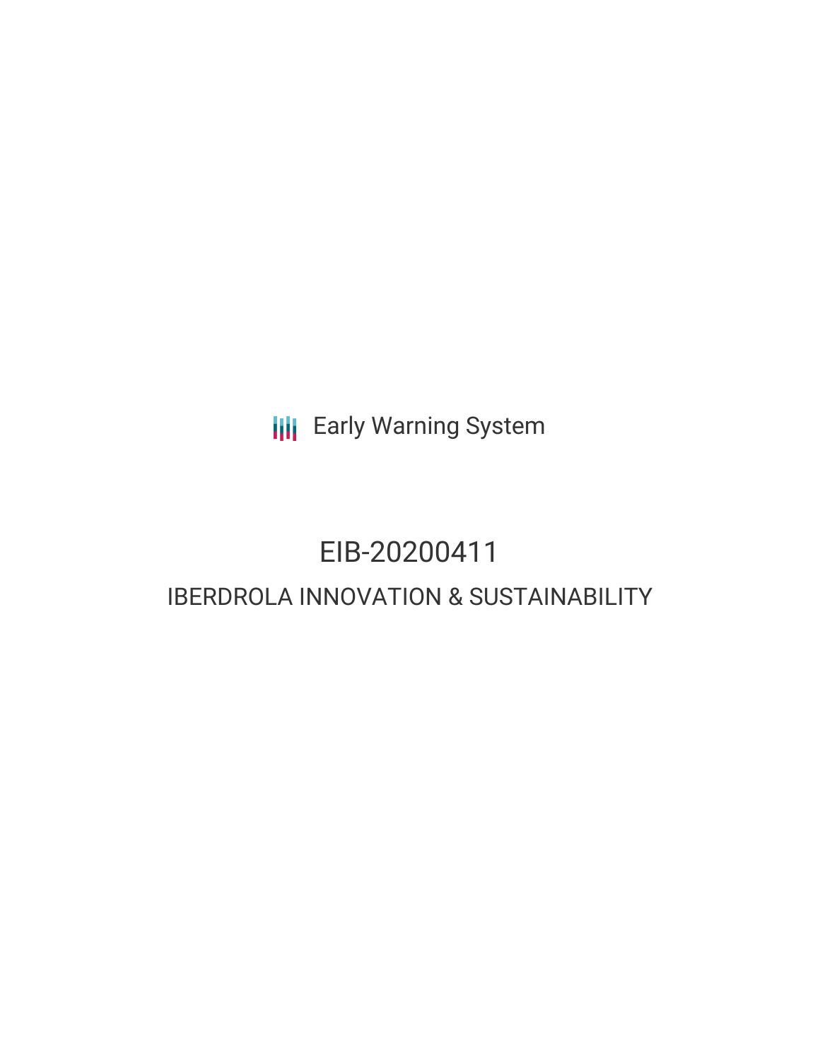Early Warning System

# EIB-20200411

## IBERDROLA INNOVATION & SUSTAINABILITY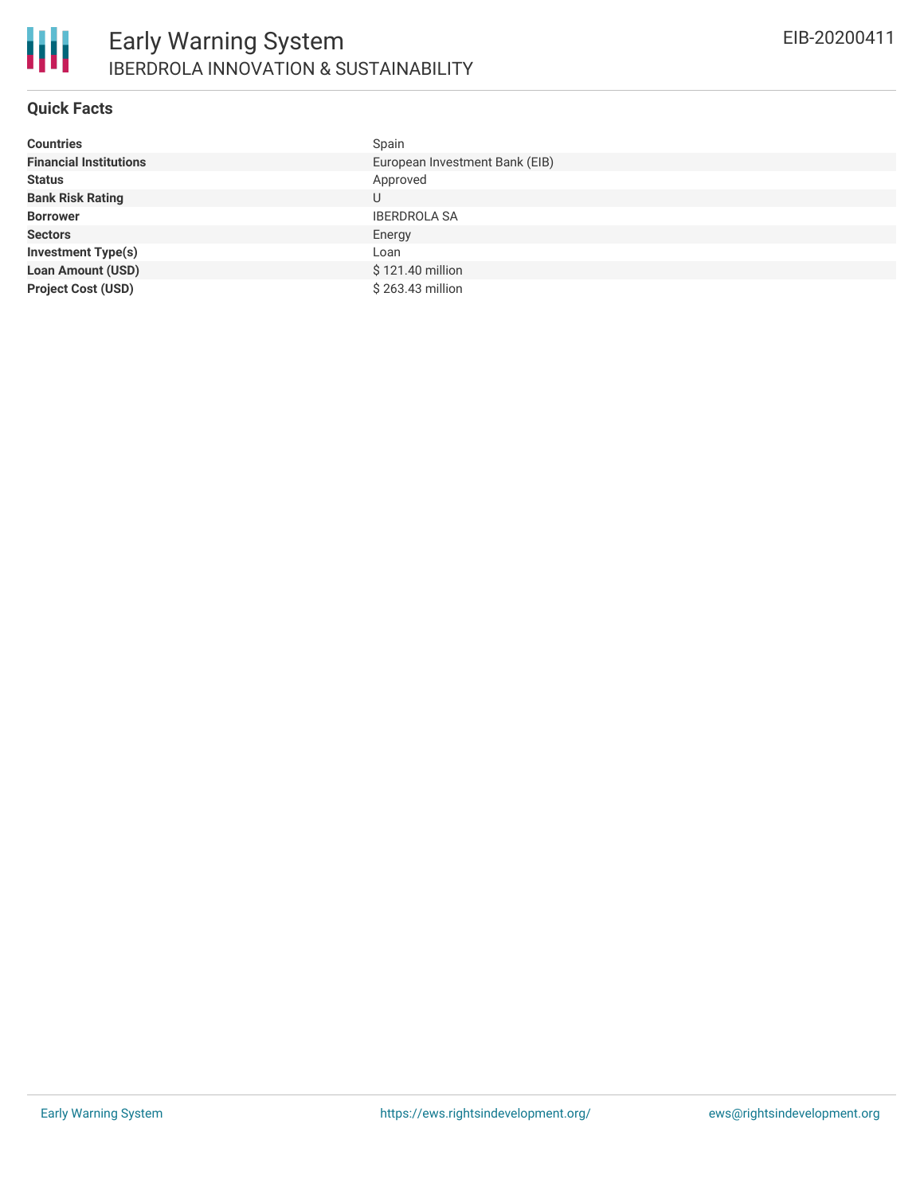# Early Warning System

## IBERDROLA INNOVATION & SUSTAINABILITY

EIB-20200411

### Quick Facts

| | |
|---|---|
| **Countries** | Spain |
| **Financial Institutions** | European Investment Bank (EIB) |
| **Status** | Approved |
| **Bank Risk Rating** | U |
| **Borrower** | IBERDROLA SA |
| **Sectors** | Energy |
| **Investment Type(s)** | Loan |
| **Loan Amount (USD)** | $ 121.40 million |
| **Project Cost (USD)** | $ 263.43 million |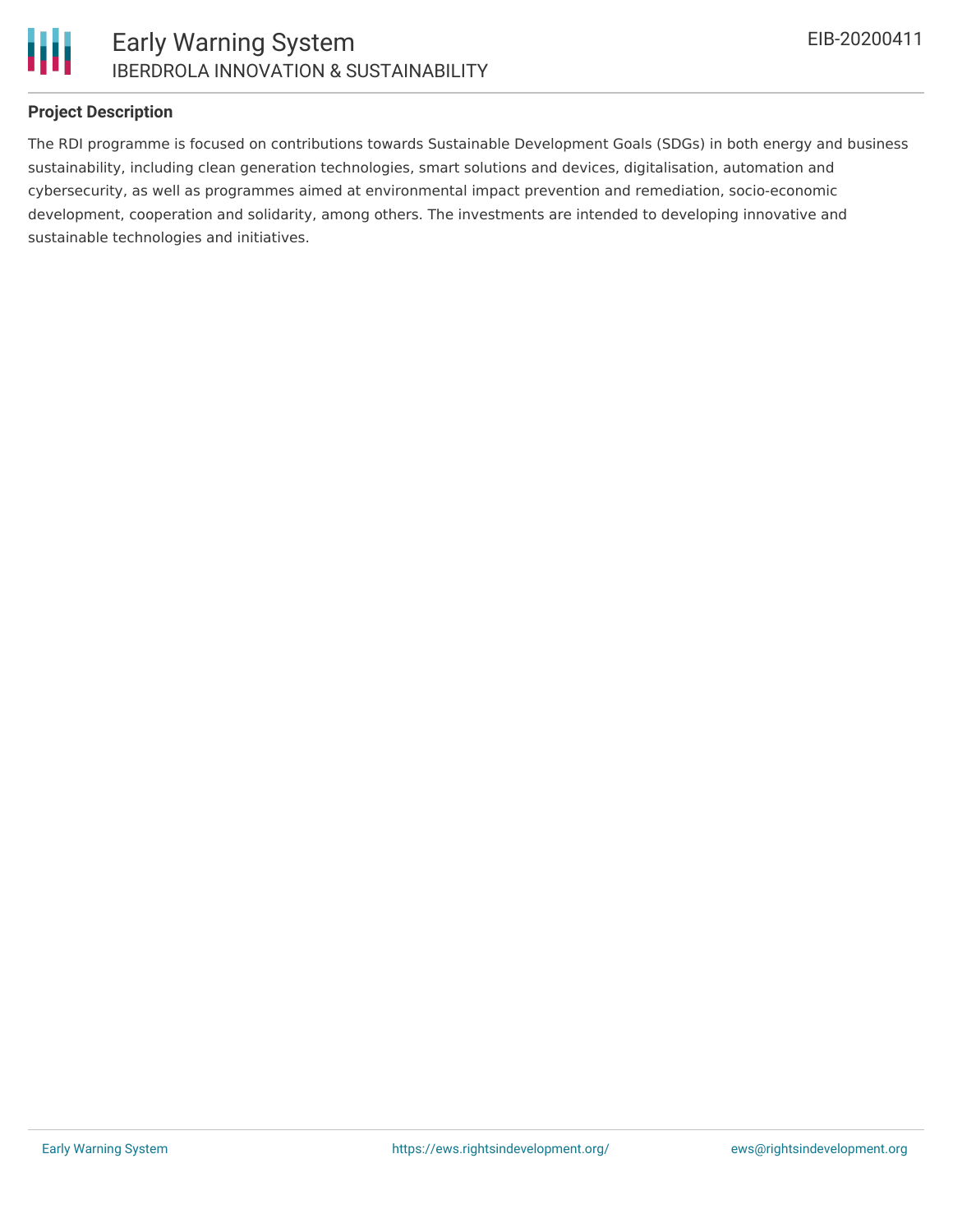## Project Description

The RDI programme is focused on contributions towards Sustainable Development Goals (SDGs) in both energy and business sustainability, including clean generation technologies, smart solutions and devices, digitalisation, automation and cybersecurity, as well as programmes aimed at environmental impact prevention and remediation, socio-economic development, cooperation and solidarity, among others. The investments are intended to developing innovative and sustainable technologies and initiatives.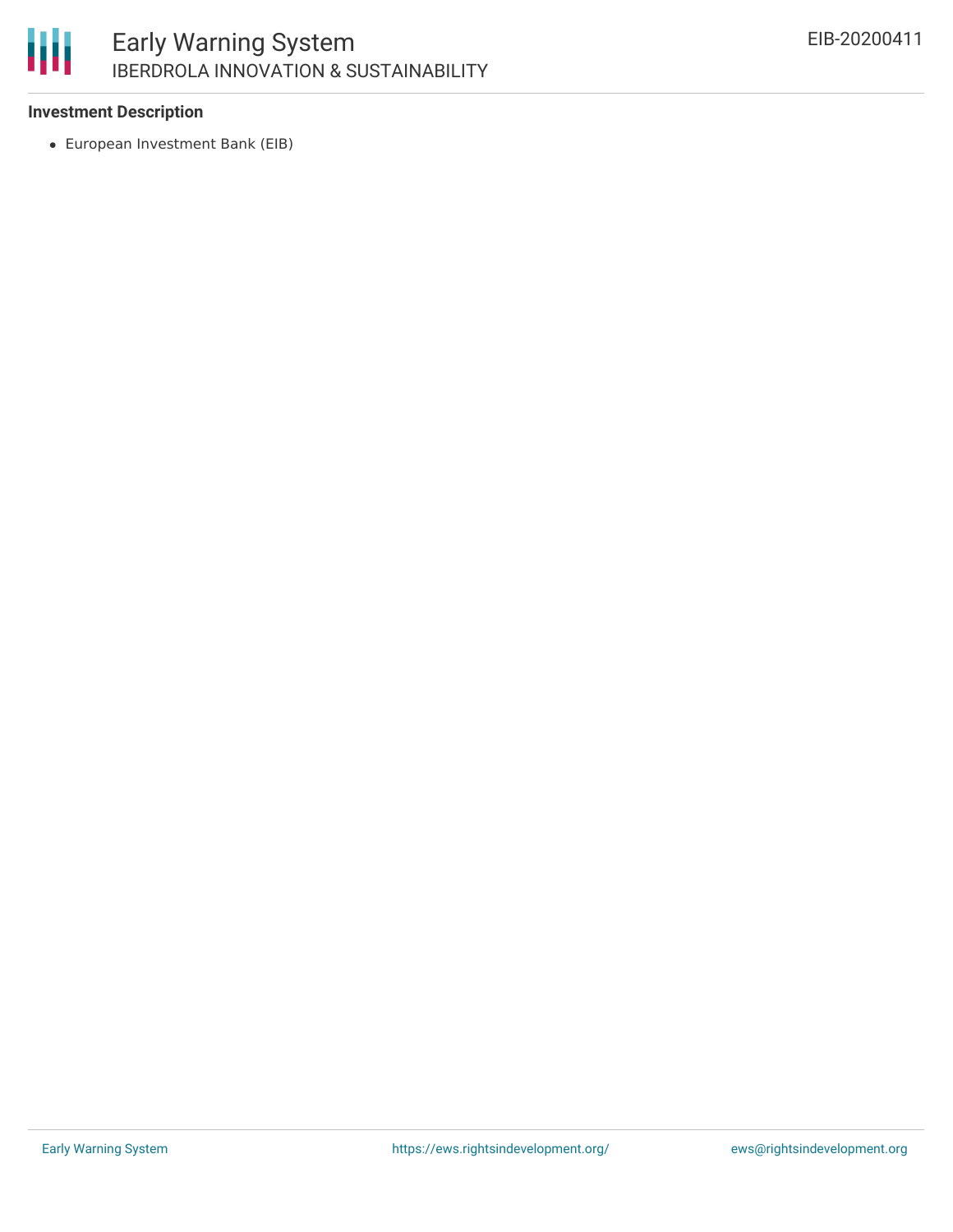**Investment Description**

- European Investment Bank (EIB)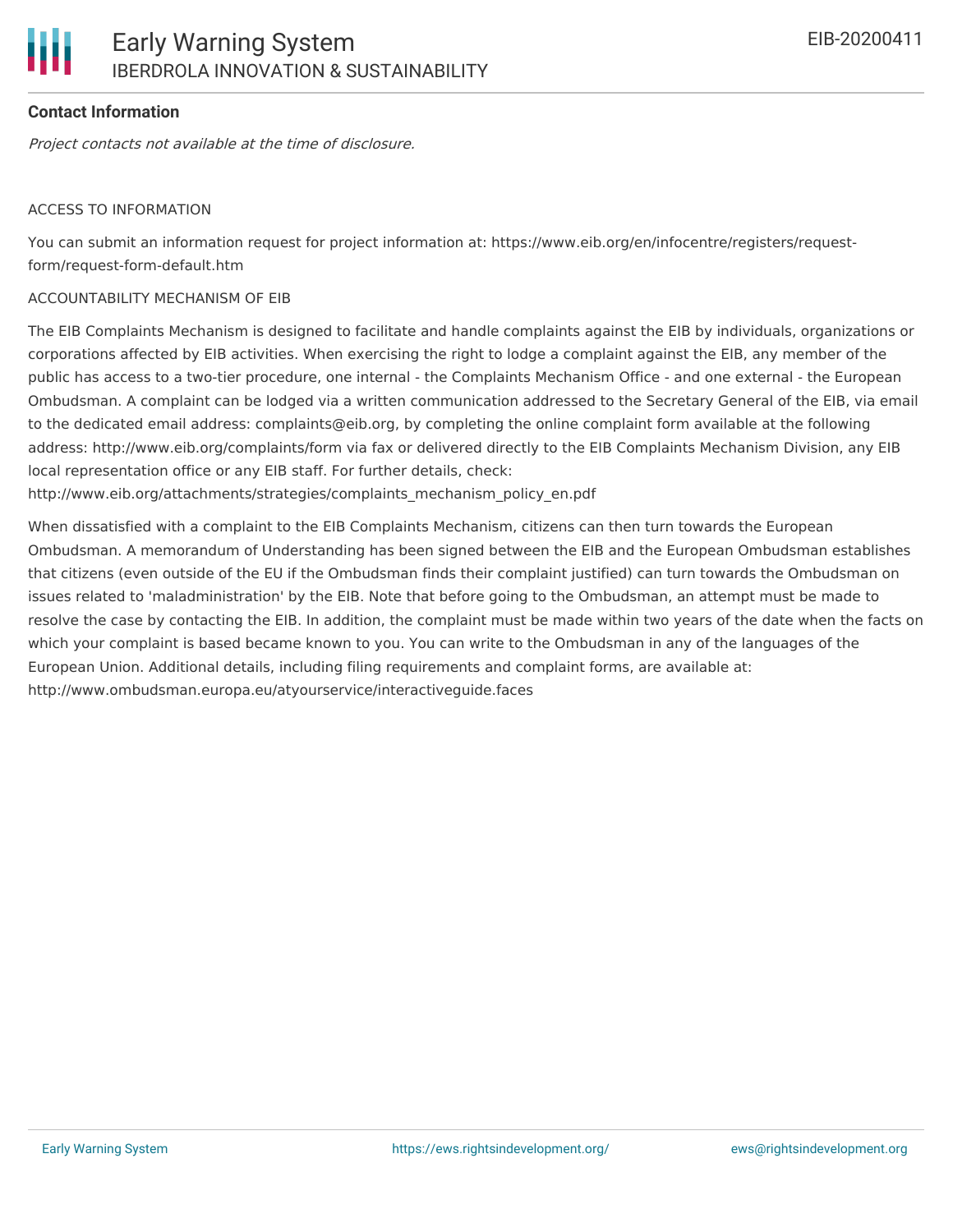**Contact Information**

*Project contacts not available at the time of disclosure.*

ACCESS TO INFORMATION

You can submit an information request for project information at: https://www.eib.org/en/infocentre/registers/request-form/request-form-default.htm

ACCOUNTABILITY MECHANISM OF EIB

The EIB Complaints Mechanism is designed to facilitate and handle complaints against the EIB by individuals, organizations or corporations affected by EIB activities. When exercising the right to lodge a complaint against the EIB, any member of the public has access to a two-tier procedure, one internal - the Complaints Mechanism Office - and one external - the European Ombudsman. A complaint can be lodged via a written communication addressed to the Secretary General of the EIB, via email to the dedicated email address: complaints@eib.org, by completing the online complaint form available at the following address: http://www.eib.org/complaints/form via fax or delivered directly to the EIB Complaints Mechanism Division, any EIB local representation office or any EIB staff. For further details, check: http://www.eib.org/attachments/strategies/complaints_mechanism_policy_en.pdf

When dissatisfied with a complaint to the EIB Complaints Mechanism, citizens can then turn towards the European Ombudsman. A memorandum of Understanding has been signed between the EIB and the European Ombudsman establishes that citizens (even outside of the EU if the Ombudsman finds their complaint justified) can turn towards the Ombudsman on issues related to 'maladministration' by the EIB. Note that before going to the Ombudsman, an attempt must be made to resolve the case by contacting the EIB. In addition, the complaint must be made within two years of the date when the facts on which your complaint is based became known to you. You can write to the Ombudsman in any of the languages of the European Union. Additional details, including filing requirements and complaint forms, are available at: http://www.ombudsman.europa.eu/atyourservice/interactiveguide.faces